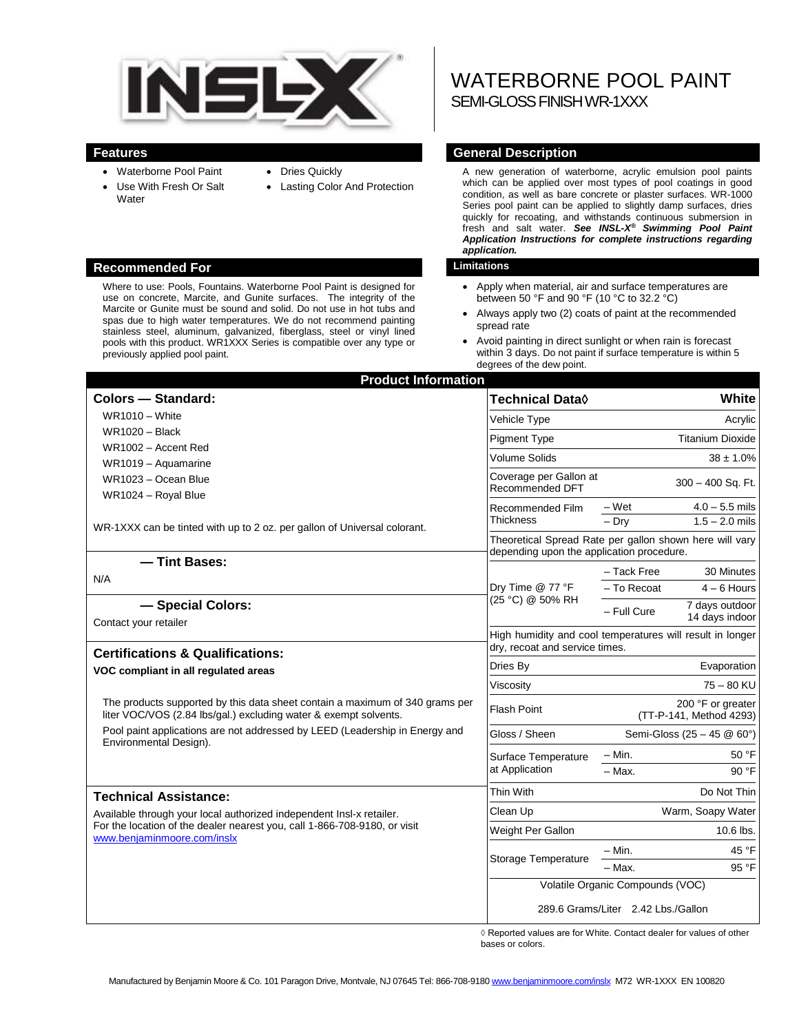# WATERBORNE POOL PAINT

SEMI-GLOSS FINISH WR-1XXX

## Features

- Waterborne Pool Paint
- Use With Fresh Or Salt Water
- Dries Quickly
- Lasting Color And Protection

## General Description

A new generation of waterborne, acrylic emulsion pool paints which can be applied over most types of pool coatings in good condition, as well as bare concrete or plaster surfaces. WR-1000 Series pool paint can be applied to slightly damp surfaces, dries quickly for recoating, and withstands continuous submersion in fresh and salt water. ***See INSL-X® Swimming Pool Paint Application Instructions for complete instructions regarding application.***

## Recommended For

Where to use: Pools, Fountains. Waterborne Pool Paint is designed for use on concrete, Marcite, and Gunite surfaces. The integrity of the Marcite or Gunite must be sound and solid. Do not use in hot tubs and spas due to high water temperatures. We do not recommend painting stainless steel, aluminum, galvanized, fiberglass, steel or vinyl lined pools with this product. WR1XXX Series is compatible over any type or previously applied pool paint.

## Limitations

- Apply when material, air and surface temperatures are between 50 °F and 90 °F (10 °C to 32.2 °C)
- Always apply two (2) coats of paint at the recommended spread rate
- Avoid painting in direct sunlight or when rain is forecast within 3 days. Do not paint if surface temperature is within 5 degrees of the dew point.

## Product Information

### Colors — Standard:

WR1010 – White
WR1020 – Black
WR1002 – Accent Red
WR1019 – Aquamarine
WR1023 – Ocean Blue
WR1024 – Royal Blue

WR-1XXX can be tinted with up to 2 oz. per gallon of Universal colorant.

### — Tint Bases:

N/A

### — Special Colors:

Contact your retailer

### Certifications & Qualifications:

**VOC compliant in all regulated areas**

The products supported by this data sheet contain a maximum of 340 grams per liter VOC/VOS (2.84 lbs/gal.) excluding water & exempt solvents.

Pool paint applications are not addressed by LEED (Leadership in Energy and Environmental Design).

### Technical Assistance:

Available through your local authorized independent Insl-x retailer.
For the location of the dealer nearest you, call 1-866-708-9180, or visit www.benjaminmoore.com/inslx

| Technical Data◊ | | White |
|---|---|---|
| Vehicle Type | | Acrylic |
| Pigment Type | | Titanium Dioxide |
| Volume Solids | | 38 ± 1.0% |
| Coverage per Gallon at Recommended DFT | | 300 – 400 Sq. Ft. |
| Recommended Film Thickness | – Wet | 4.0 – 5.5 mils |
| | – Dry | 1.5 – 2.0 mils |
| Theoretical Spread Rate per gallon shown here will vary depending upon the application procedure. | | |
| Dry Time @ 77 °F (25 °C) @ 50% RH | – Tack Free | 30 Minutes |
| | – To Recoat | 4 – 6 Hours |
| | – Full Cure | 7 days outdoor 14 days indoor |
| High humidity and cool temperatures will result in longer dry, recoat and service times. | | |
| Dries By | | Evaporation |
| Viscosity | | 75 – 80 KU |
| Flash Point | | 200 °F or greater (TT-P-141, Method 4293) |
| Gloss / Sheen | | Semi-Gloss (25 – 45 @ 60°) |
| Surface Temperature at Application | – Min. | 50 °F |
| | – Max. | 90 °F |
| Thin With | | Do Not Thin |
| Clean Up | | Warm, Soapy Water |
| Weight Per Gallon | | 10.6 lbs. |
| Storage Temperature | – Min. | 45 °F |
| | – Max. | 95 °F |
| Volatile Organic Compounds (VOC) | | |
| 289.6 Grams/Liter 2.42 Lbs./Gallon | | |

◊ Reported values are for White. Contact dealer for values of other bases or colors.

Manufactured by Benjamin Moore & Co. 101 Paragon Drive, Montvale, NJ 07645 Tel: 866-708-9180 www.benjaminmoore.com/inslx M72 WR-1XXX EN 100820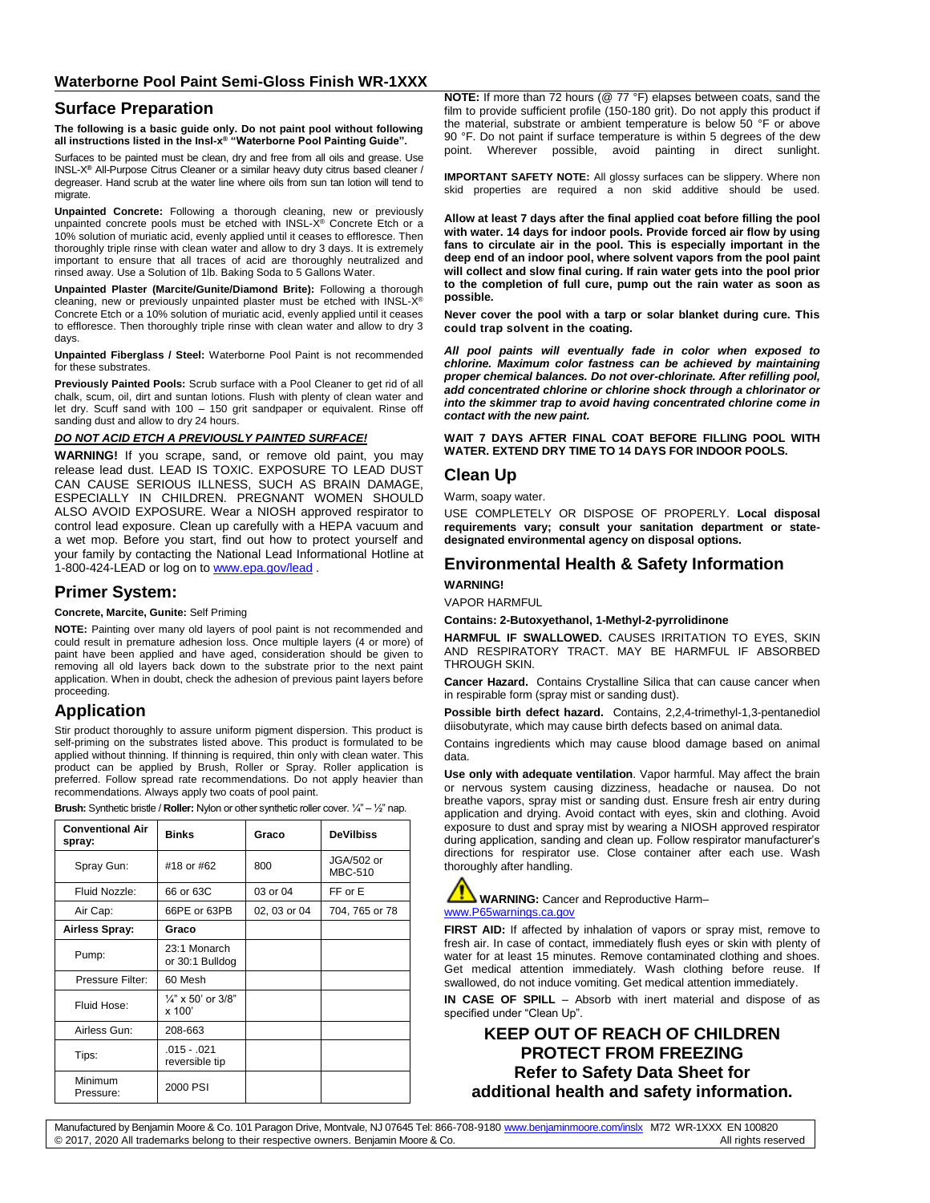## Waterborne Pool Paint Semi-Gloss Finish WR-1XXX

## Surface Preparation

**The following is a basic guide only. Do not paint pool without following all instructions listed in the Insl-x® "Waterborne Pool Painting Guide".**

Surfaces to be painted must be clean, dry and free from all oils and grease. Use INSL-X® All-Purpose Citrus Cleaner or a similar heavy duty citrus based cleaner / degreaser. Hand scrub at the water line where oils from sun tan lotion will tend to migrate.

**Unpainted Concrete:** Following a thorough cleaning, new or previously unpainted concrete pools must be etched with INSL-X® Concrete Etch or a 10% solution of muriatic acid, evenly applied until it ceases to effloresce. Then thoroughly triple rinse with clean water and allow to dry 3 days. It is extremely important to ensure that all traces of acid are thoroughly neutralized and rinsed away. Use a Solution of 1lb. Baking Soda to 5 Gallons Water.

**Unpainted Plaster (Marcite/Gunite/Diamond Brite):** Following a thorough cleaning, new or previously unpainted plaster must be etched with INSL-X® Concrete Etch or a 10% solution of muriatic acid, evenly applied until it ceases to effloresce. Then thoroughly triple rinse with clean water and allow to dry 3 days.

**Unpainted Fiberglass / Steel:** Waterborne Pool Paint is not recommended for these substrates.

**Previously Painted Pools:** Scrub surface with a Pool Cleaner to get rid of all chalk, scum, oil, dirt and suntan lotions. Flush with plenty of clean water and let dry. Scuff sand with 100 – 150 grit sandpaper or equivalent. Rinse off sanding dust and allow to dry 24 hours.

***DO NOT ACID ETCH A PREVIOUSLY PAINTED SURFACE!***

**WARNING!** If you scrape, sand, or remove old paint, you may release lead dust. LEAD IS TOXIC. EXPOSURE TO LEAD DUST CAN CAUSE SERIOUS ILLNESS, SUCH AS BRAIN DAMAGE, ESPECIALLY IN CHILDREN. PREGNANT WOMEN SHOULD ALSO AVOID EXPOSURE. Wear a NIOSH approved respirator to control lead exposure. Clean up carefully with a HEPA vacuum and a wet mop. Before you start, find out how to protect yourself and your family by contacting the National Lead Informational Hotline at 1-800-424-LEAD or log on to www.epa.gov/lead .

## Primer System:

**Concrete, Marcite, Gunite:** Self Priming

**NOTE:** Painting over many old layers of pool paint is not recommended and could result in premature adhesion loss. Once multiple layers (4 or more) of paint have been applied and have aged, consideration should be given to removing all old layers back down to the substrate prior to the next paint application. When in doubt, check the adhesion of previous paint layers before proceeding.

## Application

Stir product thoroughly to assure uniform pigment dispersion. This product is self-priming on the substrates listed above. This product is formulated to be applied without thinning. If thinning is required, thin only with clean water. This product can be applied by Brush, Roller or Spray. Roller application is preferred. Follow spread rate recommendations. Do not apply heavier than recommendations. Always apply two coats of pool paint.

**Brush:** Synthetic bristle / **Roller:** Nylon or other synthetic roller cover. ¼" – ½" nap.

| Conventional Air spray: | Binks | Graco | DeVilbiss |
|---|---|---|---|
| Spray Gun: | #18 or #62 | 800 | JGA/502 or MBC-510 |
| Fluid Nozzle: | 66 or 63C | 03 or 04 | FF or E |
| Air Cap: | 66PE or 63PB | 02, 03 or 04 | 704, 765 or 78 |
| **Airless Spray:** | **Graco** | | |
| Pump: | 23:1 Monarch or 30:1 Bulldog | | |
| Pressure Filter: | 60 Mesh | | |
| Fluid Hose: | ¼" x 50' or 3/8" x 100' | | |
| Airless Gun: | 208-663 | | |
| Tips: | .015 - .021 reversible tip | | |
| Minimum Pressure: | 2000 PSI | | |

**NOTE:** If more than 72 hours (@ 77 °F) elapses between coats, sand the film to provide sufficient profile (150-180 grit). Do not apply this product if the material, substrate or ambient temperature is below 50 °F or above 90 °F. Do not paint if surface temperature is within 5 degrees of the dew point. Wherever possible, avoid painting in direct sunlight.

**IMPORTANT SAFETY NOTE:** All glossy surfaces can be slippery. Where non skid properties are required a non skid additive should be used.

**Allow at least 7 days after the final applied coat before filling the pool with water. 14 days for indoor pools. Provide forced air flow by using fans to circulate air in the pool. This is especially important in the deep end of an indoor pool, where solvent vapors from the pool paint will collect and slow final curing. If rain water gets into the pool prior to the completion of full cure, pump out the rain water as soon as possible.**

**Never cover the pool with a tarp or solar blanket during cure. This could trap solvent in the coating.**

***All pool paints will eventually fade in color when exposed to chlorine. Maximum color fastness can be achieved by maintaining proper chemical balances. Do not over-chlorinate. After refilling pool, add concentrated chlorine or chlorine shock through a chlorinator or into the skimmer trap to avoid having concentrated chlorine come in contact with the new paint.***

**WAIT 7 DAYS AFTER FINAL COAT BEFORE FILLING POOL WITH WATER. EXTEND DRY TIME TO 14 DAYS FOR INDOOR POOLS.**

## Clean Up

Warm, soapy water.

USE COMPLETELY OR DISPOSE OF PROPERLY. **Local disposal requirements vary; consult your sanitation department or state-designated environmental agency on disposal options.**

## Environmental Health & Safety Information

**WARNING!**

VAPOR HARMFUL

**Contains: 2-Butoxyethanol, 1-Methyl-2-pyrrolidinone**

**HARMFUL IF SWALLOWED.** CAUSES IRRITATION TO EYES, SKIN AND RESPIRATORY TRACT. MAY BE HARMFUL IF ABSORBED THROUGH SKIN.

**Cancer Hazard.** Contains Crystalline Silica that can cause cancer when in respirable form (spray mist or sanding dust).

**Possible birth defect hazard.** Contains, 2,2,4-trimethyl-1,3-pentanediol diisobutyrate, which may cause birth defects based on animal data.

Contains ingredients which may cause blood damage based on animal data.

**Use only with adequate ventilation**. Vapor harmful. May affect the brain or nervous system causing dizziness, headache or nausea. Do not breathe vapors, spray mist or sanding dust. Ensure fresh air entry during application and drying. Avoid contact with eyes, skin and clothing. Avoid exposure to dust and spray mist by wearing a NIOSH approved respirator during application, sanding and clean up. Follow respirator manufacturer's directions for respirator use. Close container after each use. Wash thoroughly after handling.

**WARNING:** Cancer and Reproductive Harm– www.P65warnings.ca.gov

**FIRST AID:** If affected by inhalation of vapors or spray mist, remove to fresh air. In case of contact, immediately flush eyes or skin with plenty of water for at least 15 minutes. Remove contaminated clothing and shoes. Get medical attention immediately. Wash clothing before reuse. If swallowed, do not induce vomiting. Get medical attention immediately.

**IN CASE OF SPILL** – Absorb with inert material and dispose of as specified under "Clean Up".

**KEEP OUT OF REACH OF CHILDREN**
**PROTECT FROM FREEZING**
**Refer to Safety Data Sheet for additional health and safety information.**

Manufactured by Benjamin Moore & Co. 101 Paragon Drive, Montvale, NJ 07645 Tel: 866-708-9180 www.benjaminmoore.com/inslx M72 WR-1XXX EN 100820
© 2017, 2020 All trademarks belong to their respective owners. Benjamin Moore & Co. All rights reserved